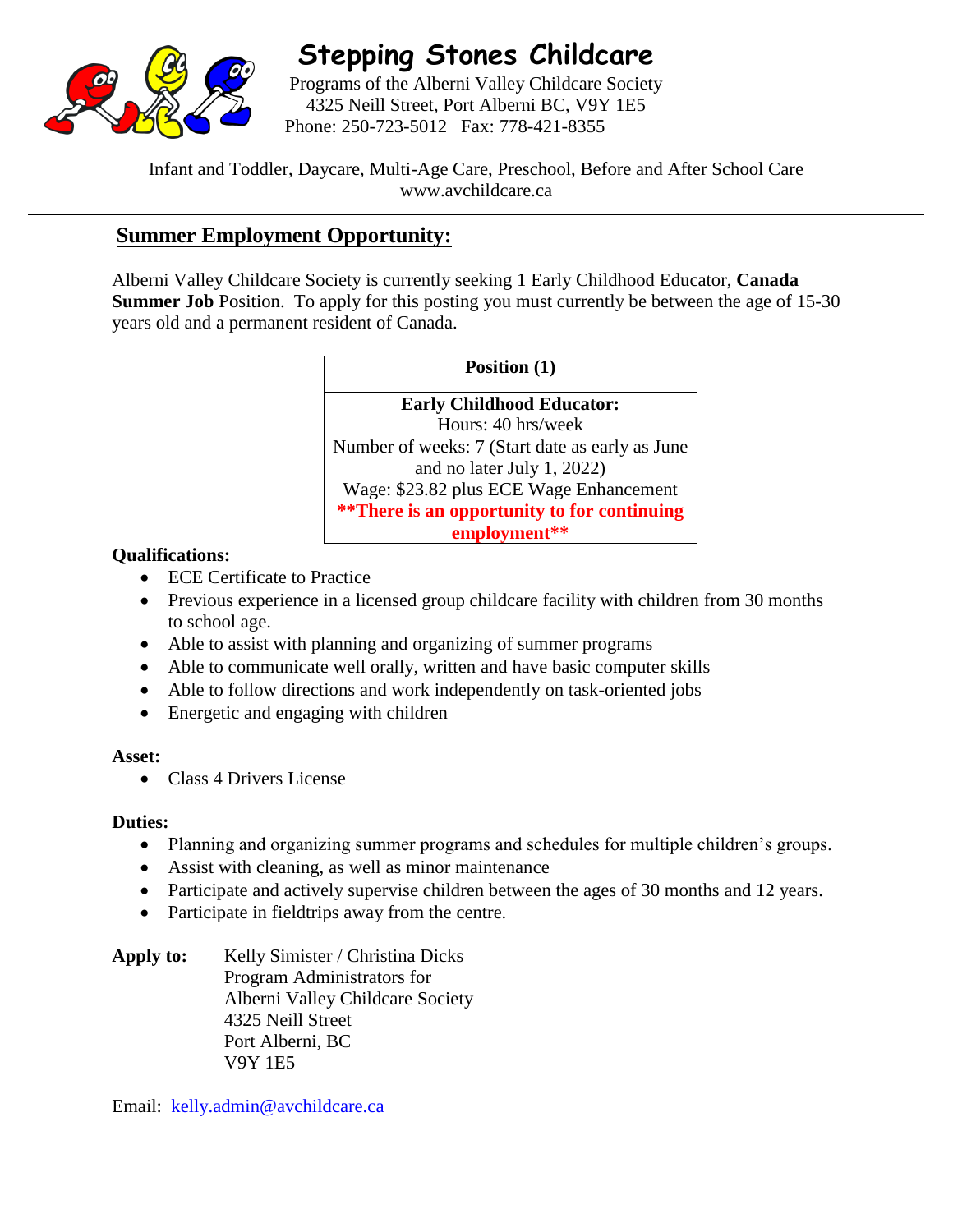# Stepping Stones Childcare

Programs of the Alberni Valley Childcare Society
4325 Neill Street, Port Alberni BC, V9Y 1E5
Phone: 250-723-5012 Fax: 778-421-8355

Infant and Toddler, Daycare, Multi-Age Care, Preschool, Before and After School Care
www.avchildcare.ca

---

## Summer Employment Opportunity:

Alberni Valley Childcare Society is currently seeking 1 Early Childhood Educator, **Canada Summer Job** Position. To apply for this posting you must currently be between the age of 15-30 years old and a permanent resident of Canada.

| **Position (1)** |
|---|
| **Early Childhood Educator:**<br>Hours: 40 hrs/week<br>Number of weeks: 7 (Start date as early as June and no later July 1, 2022)<br>Wage: $23.82 plus ECE Wage Enhancement<br>**\*\*There is an opportunity to for continuing employment\*\*** |

**Qualifications:**

- ECE Certificate to Practice
- Previous experience in a licensed group childcare facility with children from 30 months to school age.
- Able to assist with planning and organizing of summer programs
- Able to communicate well orally, written and have basic computer skills
- Able to follow directions and work independently on task-oriented jobs
- Energetic and engaging with children

**Asset:**

- Class 4 Drivers License

**Duties:**

- Planning and organizing summer programs and schedules for multiple children's groups.
- Assist with cleaning, as well as minor maintenance
- Participate and actively supervise children between the ages of 30 months and 12 years.
- Participate in fieldtrips away from the centre.

**Apply to:** Kelly Simister / Christina Dicks
Program Administrators for
Alberni Valley Childcare Society
4325 Neill Street
Port Alberni, BC
V9Y 1E5

Email: kelly.admin@avchildcare.ca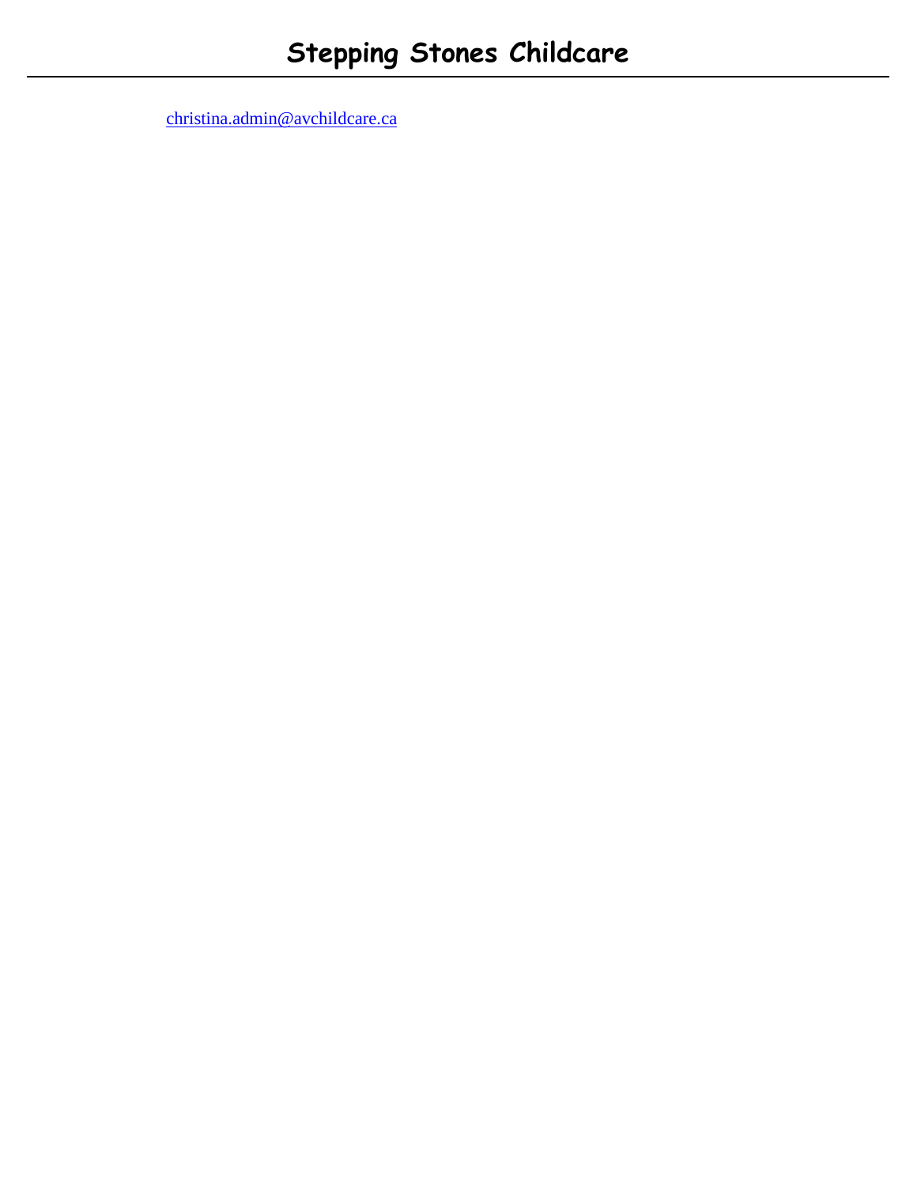christina.admin@avchildcare.ca